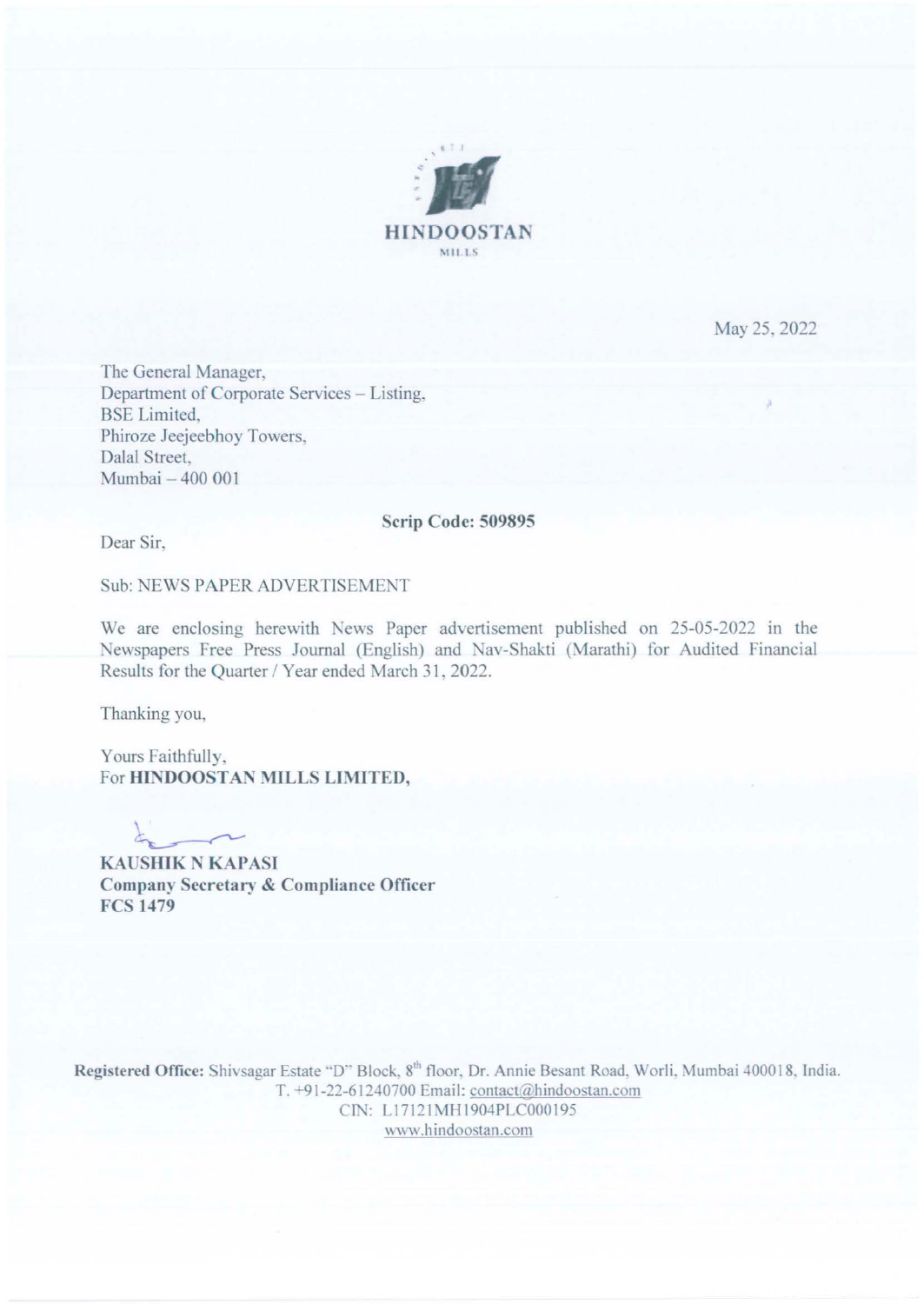**HINDOOSTAN**
MILLS

May 25, 2022

The General Manager,
Department of Corporate Services – Listing,
BSE Limited,
Phiroze Jeejeebhoy Towers,
Dalal Street,
Mumbai – 400 001

**Scrip Code: 509895**

Dear Sir,

Sub: NEWS PAPER ADVERTISEMENT

We are enclosing herewith News Paper advertisement published on 25-05-2022 in the Newspapers Free Press Journal (English) and Nav-Shakti (Marathi) for Audited Financial Results for the Quarter / Year ended March 31, 2022.

Thanking you,

Yours Faithfully,
For **HINDOOSTAN MILLS LIMITED,**

**KAUSHIK N KAPASI**
**Company Secretary & Compliance Officer**
**FCS 1479**

**Registered Office:** Shivsagar Estate "D" Block, 8th floor, Dr. Annie Besant Road, Worli, Mumbai 400018, India.
T. +91-22-61240700 Email: contact@hindoostan.com
CIN: L17121MH1904PLC000195
www.hindoostan.com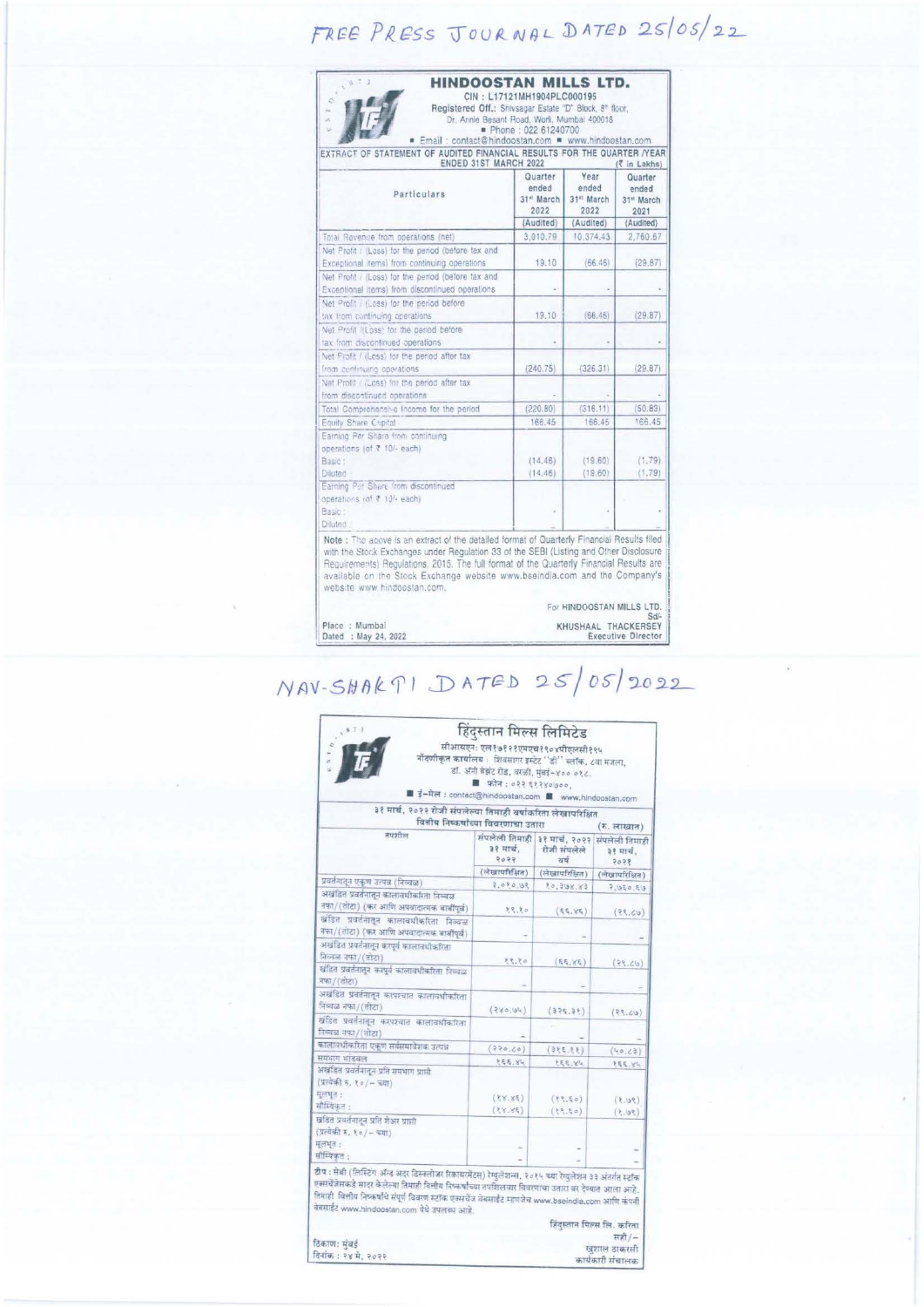FREE PRESS JOURNAL DATED 25/05/22

# HINDOOSTAN MILLS LTD.

CIN : L17121MH1904PLC000195

Registered Off.: Shivsagar Estate "D" Block, 8th floor, Dr. Annie Besant Road, Worli, Mumbai 400018

Phone : 022 61240700

Email : contact@hindoostan.com ■ www.hindoostan.com

EXTRACT OF STATEMENT OF AUDITED FINANCIAL RESULTS FOR THE QUARTER /YEAR ENDED 31ST MARCH 2022 (₹ in Lakhs)

| Particulars | Quarter ended 31st March 2022 (Audited) | Year ended 31st March 2022 (Audited) | Quarter ended 31st March 2021 (Audited) |
|---|---|---|---|
| Total Revenue from operations (net) | 3,010.79 | 10,374.43 | 2,760.67 |
| Net Profit / (Loss) for the period (before tax and Exceptional items) from continuing operations | 19.10 | (66.46) | (29.87) |
| Net Profit / (Loss) for the period (before tax and Exceptional items) from discontinued operations | - | - | - |
| Net Profit / (Loss) for the period before tax from continuing operations | 19.10 | (66.46) | (29.87) |
| Net Profit /(Loss) for the period before tax from discontinued operations | - | - | - |
| Net Profit / (Loss) for the period after tax from continuing operations | (240.75) | (326.31) | (29.87) |
| Net Profit / (Loss) for the period after tax from discontinued operations | - | - | - |
| Total Comprehensive Income for the period | (220.80) | (316.11) | (50.83) |
| Equity Share Capital | 166.45 | 166.45 | 166.45 |
| Earning Per Share from continuing operations (of ₹ 10/- each) | | | |
| Basic : | (14.46) | (19.60) | (1.79) |
| Diluted : | (14.46) | (19.60) | (1.79) |
| Earning Per Share from discontinued operations (of ₹ 10/- each) | | | |
| Basic : | - | - | - |
| Diluted : | - | - | - |

**Note :** The above is an extract of the detailed format of Quarterly Financial Results filed with the Stock Exchanges under Regulation 33 of the SEBI (Listing and Other Disclosure Requirements) Regulations, 2015. The full format of the Quarterly Financial Results are available on the Stock Exchange website www.bseindia.com and the Company's website www.hindoostan.com.

For HINDOOSTAN MILLS LTD.
Sd/-
KHUSHAAL THACKERSEY
Executive Director

Place : Mumbai
Dated : May 24, 2022

NAV-SHAKTI DATED 25/05/2022

# हिंदुस्तान मिल्स लिमिटेड

सीआयएन: एल१७१२१एमएच१९०४पीएलसी१९५

नोंदणीकृत कार्यालय : शिवसागर इस्टेट "डी" ब्लॉक, ८वा मजला, डॉ. ॲनी बेझंट रोड, वरळी, मुंबई-४०० ०१८.

फोन : ०२२ ६१२४०७००

ई-मेल : contact@hindoostan.com ■ www.hindoostan.com

३१ मार्च, २०२२ रोजी संपलेल्या तिमाही वर्षाकरिता लेखापरिक्षित वित्तीय निष्कर्षांच्या विवरणाचा उतारा (रु. लाखात)

| तपशील | संपलेली तिमाही ३१ मार्च, २०२२ (लेखापरिक्षित) | ३१ मार्च, २०२२ रोजी संपलेले वर्ष (लेखापरिक्षित) | संपलेली तिमाही ३१ मार्च, २०२१ (लेखापरिक्षित) |
|---|---|---|---|
| प्रवर्तनातून एकूण उत्पन्न (निव्वळ) | ३,०१०.७९ | १०,३७४.४३ | २,७६०.६७ |
| अखंडित प्रवर्तनातून कालावधीकरिता निव्वळ नफा/(तोटा) (कर आणि अपवादात्मक बाबीपूर्व) | १९.१० | (६६.४६) | (२९.८७) |
| खंडित प्रवर्तनातून कालावधीकरिता निव्वळ नफा/(तोटा) (कर आणि अपवादात्मक बाबीपूर्व) | - | - | - |
| अखंडित प्रवर्तनातून करपूर्व कालावधीकरिता निव्वळ नफा/(तोटा) | १९.१० | (६६.४६) | (२९.८७) |
| खंडित प्रवर्तनातून करपूर्व कालावधीकरिता निव्वळ नफा/(तोटा) | - | - | - |
| अखंडित प्रवर्तनातून करपश्चात कालावधीकरिता निव्वळ नफा/(तोटा) | (२४०.७५) | (३२६.३१) | (२९.८७) |
| खंडित प्रवर्तनातून करपश्चात कालावधीकरिता निव्वळ नफा/(तोटा) | - | - | - |
| कालावधीकरिता एकूण सर्वसमावेशक उत्पन्न | (२२०.८०) | (३१६.११) | (५०.८३) |
| समभाग भांडवल | १६६.४५ | १६६.४५ | १६६.४५ |
| अखंडित प्रवर्तनातून प्रति समभाग प्राप्ती (प्रत्येकी रु. १०/- च्या) | | | |
| मूलभूत : | (१४.४६) | (१९.६०) | (१.७९) |
| सौम्यिकृत : | (१४.४६) | (१९.६०) | (१.७९) |
| खंडित प्रवर्तनातून प्रति शेअर प्राप्ती (प्रत्येकी रु. १०/- च्या) | | | |
| मूलभूत : | - | - | - |
| सौम्यिकृत : | - | - | - |

**टीप :** सेबी (लिस्टिंग अँड अदर डिस्क्लोजर रिक्वायरमेंट्स) रेग्युलेशन्स, २०१५ च्या रेग्युलेशन ३३ अंतर्गत स्टॉक एक्सचेंजेसकडे सादर केलेल्या तिमाही वित्तीय निष्कर्षांच्या तपशिलवार विवरणाचा उतारा वर देण्यात आला आहे. तिमाही वित्तीय निष्कर्षांचे संपूर्ण विवरण स्टॉक एक्सचेंज वेबसाईट म्हणजेच www.bseindia.com आणि कंपनी वेबसाईट www.hindoostan.com येथे उपलब्ध आहे.

हिंदुस्तान मिल्स लि. करिता
सही/-
खुशाल ठाकरसी
कार्यकारी संचालक

ठिकाण: मुंबई
दिनांक : २४ मे, २०२२